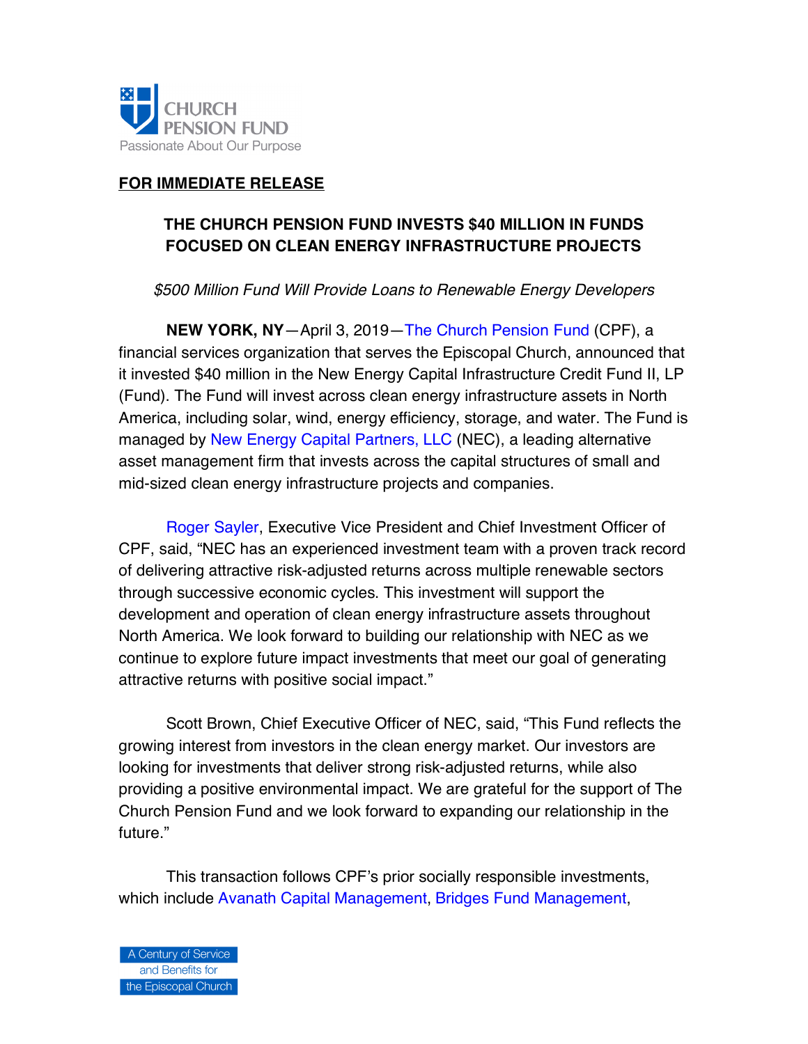CHURCH PENSION FUND
Passionate About Our Purpose

**FOR IMMEDIATE RELEASE**

# THE CHURCH PENSION FUND INVESTS $40 MILLION IN FUNDS FOCUSED ON CLEAN ENERGY INFRASTRUCTURE PROJECTS

*$500 Million Fund Will Provide Loans to Renewable Energy Developers*

**NEW YORK, NY**—April 3, 2019—The Church Pension Fund (CPF), a financial services organization that serves the Episcopal Church, announced that it invested $40 million in the New Energy Capital Infrastructure Credit Fund II, LP (Fund). The Fund will invest across clean energy infrastructure assets in North America, including solar, wind, energy efficiency, storage, and water. The Fund is managed by New Energy Capital Partners, LLC (NEC), a leading alternative asset management firm that invests across the capital structures of small and mid-sized clean energy infrastructure projects and companies.

Roger Sayler, Executive Vice President and Chief Investment Officer of CPF, said, "NEC has an experienced investment team with a proven track record of delivering attractive risk-adjusted returns across multiple renewable sectors through successive economic cycles. This investment will support the development and operation of clean energy infrastructure assets throughout North America. We look forward to building our relationship with NEC as we continue to explore future impact investments that meet our goal of generating attractive returns with positive social impact."

Scott Brown, Chief Executive Officer of NEC, said, "This Fund reflects the growing interest from investors in the clean energy market. Our investors are looking for investments that deliver strong risk-adjusted returns, while also providing a positive environmental impact. We are grateful for the support of The Church Pension Fund and we look forward to expanding our relationship in the future."

This transaction follows CPF's prior socially responsible investments, which include Avanath Capital Management, Bridges Fund Management,

A Century of Service and Benefits for the Episcopal Church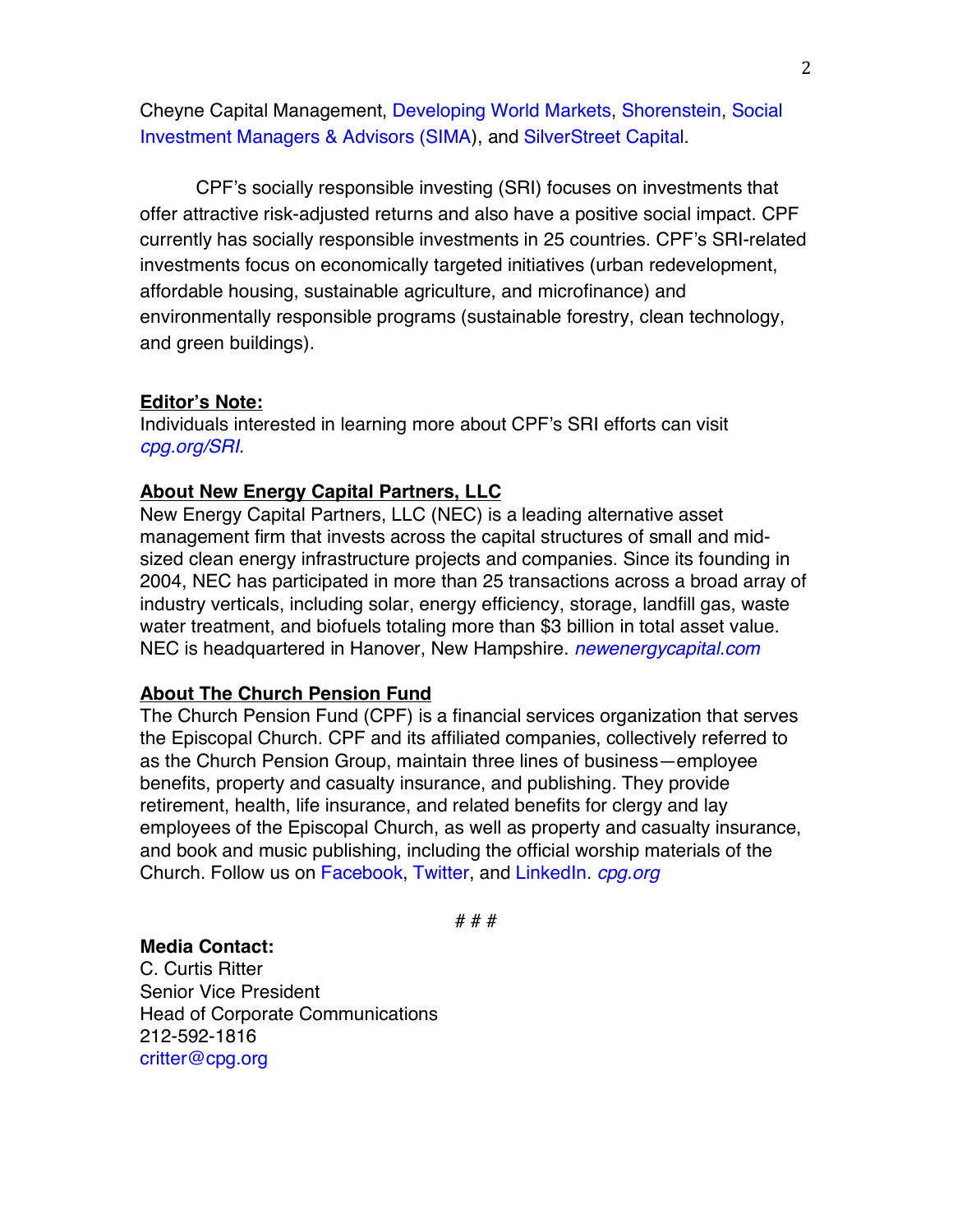Cheyne Capital Management, Developing World Markets, Shorenstein, Social Investment Managers & Advisors (SIMA), and SilverStreet Capital.

CPF's socially responsible investing (SRI) focuses on investments that offer attractive risk-adjusted returns and also have a positive social impact. CPF currently has socially responsible investments in 25 countries. CPF's SRI-related investments focus on economically targeted initiatives (urban redevelopment, affordable housing, sustainable agriculture, and microfinance) and environmentally responsible programs (sustainable forestry, clean technology, and green buildings).

**Editor's Note:**
Individuals interested in learning more about CPF's SRI efforts can visit *cpg.org/SRI.*

**About New Energy Capital Partners, LLC**
New Energy Capital Partners, LLC (NEC) is a leading alternative asset management firm that invests across the capital structures of small and mid-sized clean energy infrastructure projects and companies. Since its founding in 2004, NEC has participated in more than 25 transactions across a broad array of industry verticals, including solar, energy efficiency, storage, landfill gas, waste water treatment, and biofuels totaling more than $3 billion in total asset value. NEC is headquartered in Hanover, New Hampshire. *newenergycapital.com*

**About The Church Pension Fund**
The Church Pension Fund (CPF) is a financial services organization that serves the Episcopal Church. CPF and its affiliated companies, collectively referred to as the Church Pension Group, maintain three lines of business—employee benefits, property and casualty insurance, and publishing. They provide retirement, health, life insurance, and related benefits for clergy and lay employees of the Episcopal Church, as well as property and casualty insurance, and book and music publishing, including the official worship materials of the Church. Follow us on Facebook, Twitter, and LinkedIn. *cpg.org*

# # #

**Media Contact:**
C. Curtis Ritter
Senior Vice President
Head of Corporate Communications
212-592-1816
critter@cpg.org